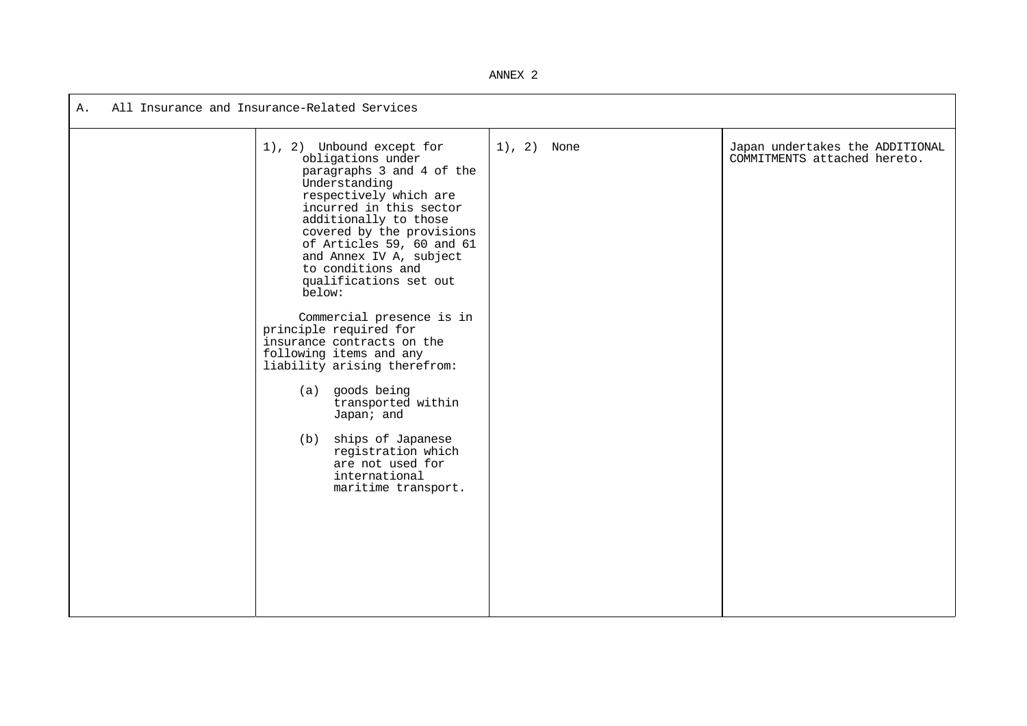ANNEX 2

| A. All Insurance and Insurance-Related Services | | | |
|---|---|---|---|
| | 1), 2) Unbound except for obligations under paragraphs 3 and 4 of the Understanding respectively which are incurred in this sector additionally to those covered by the provisions of Articles 59, 60 and 61 and Annex IV A, subject to conditions and qualifications set out below:<br><br>Commercial presence is in principle required for insurance contracts on the following items and any liability arising therefrom:<br><br>(a) goods being transported within Japan; and<br><br>(b) ships of Japanese registration which are not used for international maritime transport. | 1), 2) None | Japan undertakes the ADDITIONAL COMMITMENTS attached hereto. |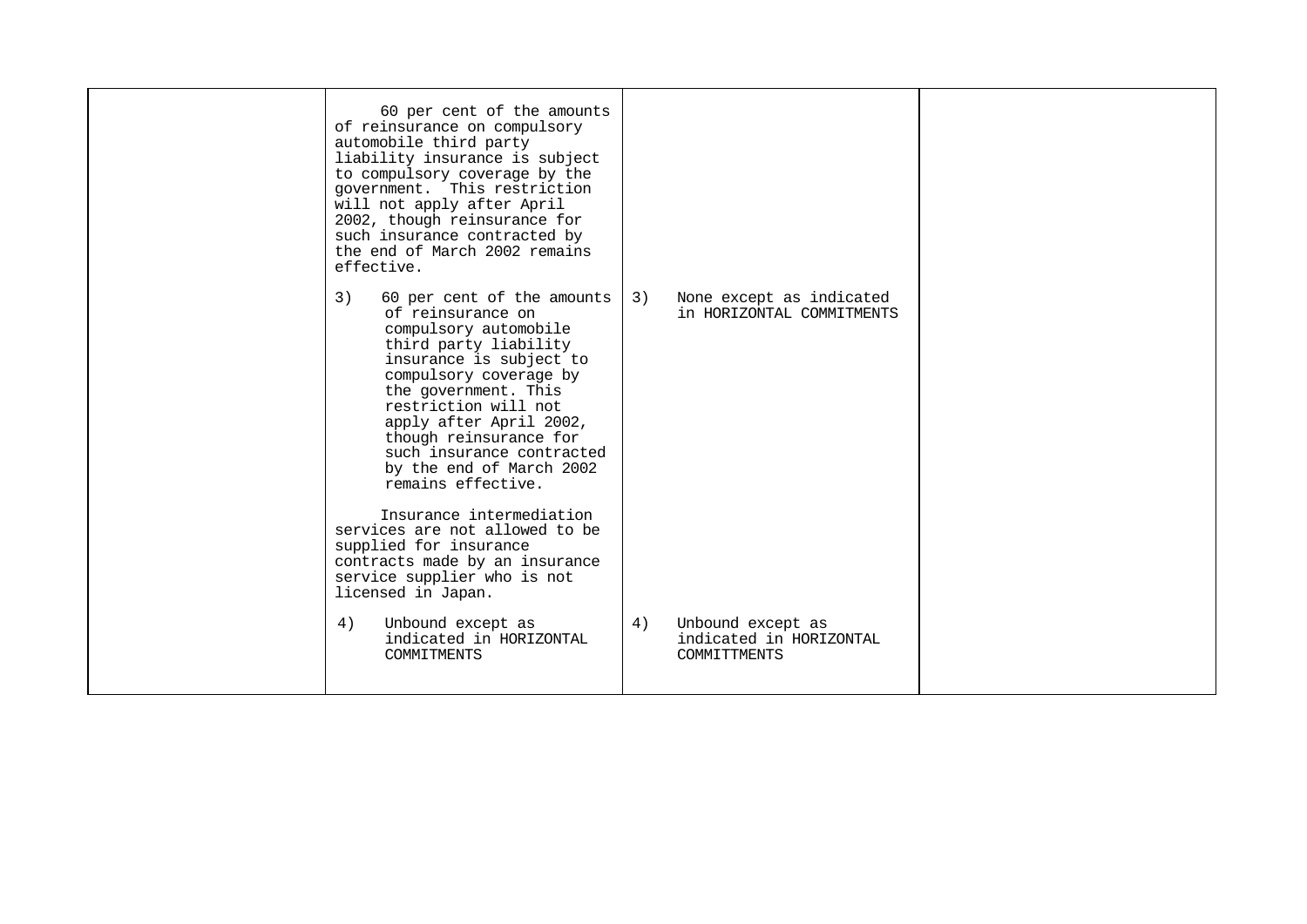| | | | |
|---|---|---|---|
| | 60 per cent of the amounts of reinsurance on compulsory automobile third party liability insurance is subject to compulsory coverage by the government. This restriction will not apply after April 2002, though reinsurance for such insurance contracted by the end of March 2002 remains effective.<br><br>3) 60 per cent of the amounts of reinsurance on compulsory automobile third party liability insurance is subject to compulsory coverage by the government. This restriction will not apply after April 2002, though reinsurance for such insurance contracted by the end of March 2002 remains effective.<br><br>Insurance intermediation services are not allowed to be supplied for insurance contracts made by an insurance service supplier who is not licensed in Japan.<br><br>4) Unbound except as indicated in HORIZONTAL COMMITMENTS | 3) None except as indicated in HORIZONTAL COMMITMENTS<br><br>4) Unbound except as indicated in HORIZONTAL COMMITTMENTS | |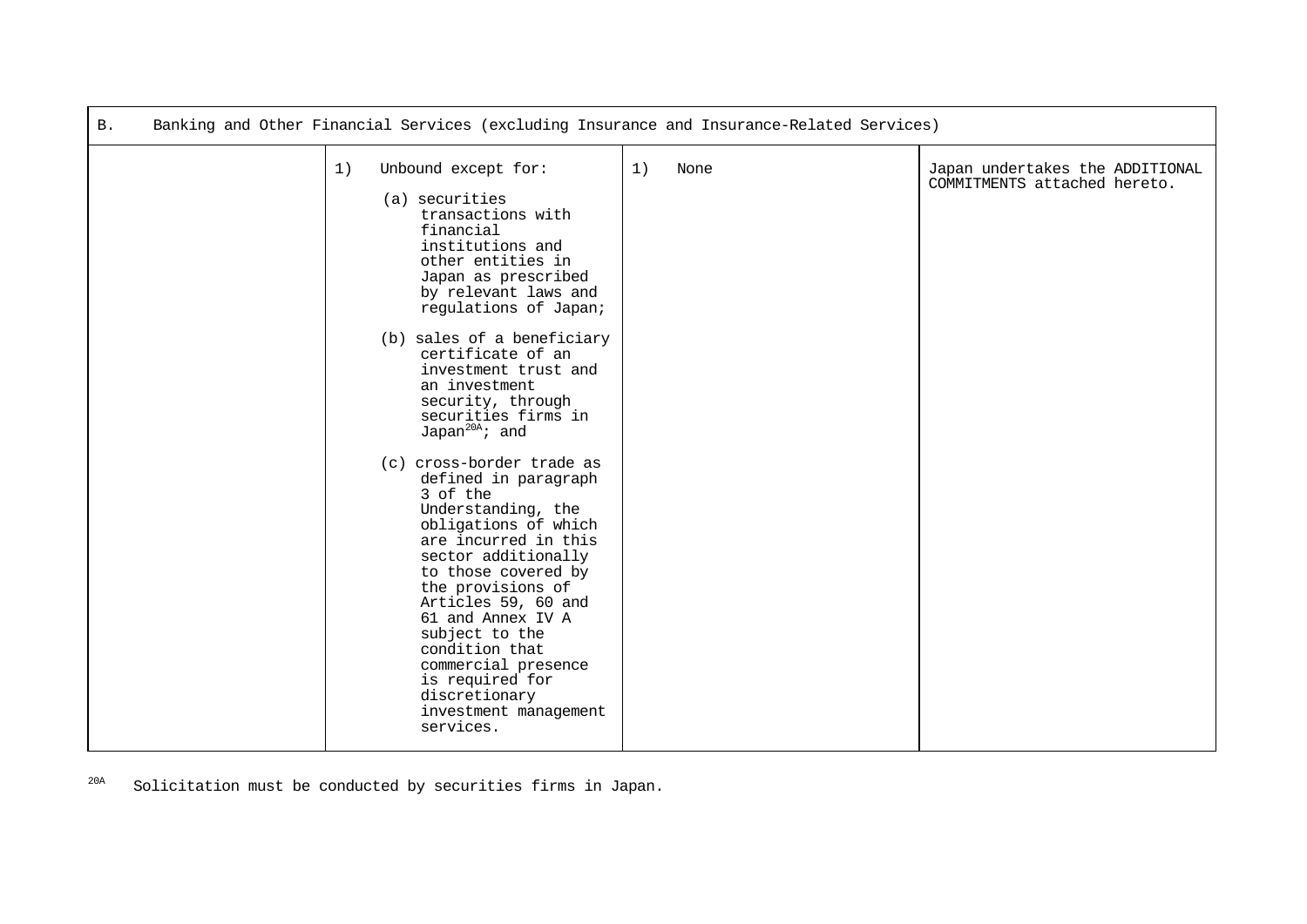| B. Banking and Other Financial Services (excluding Insurance and Insurance-Related Services) | | | |
|---|---|---|---|
| | 1) Unbound except for:<br><br>(a) securities transactions with financial institutions and other entities in Japan as prescribed by relevant laws and regulations of Japan;<br><br>(b) sales of a beneficiary certificate of an investment trust and an investment security, through securities firms in Japan[20A]; and<br><br>(c) cross-border trade as defined in paragraph 3 of the Understanding, the obligations of which are incurred in this sector additionally to those covered by the provisions of Articles 59, 60 and 61 and Annex IV A subject to the condition that commercial presence is required for discretionary investment management services. | 1) None | Japan undertakes the ADDITIONAL COMMITMENTS attached hereto. |

[20A] Solicitation must be conducted by securities firms in Japan.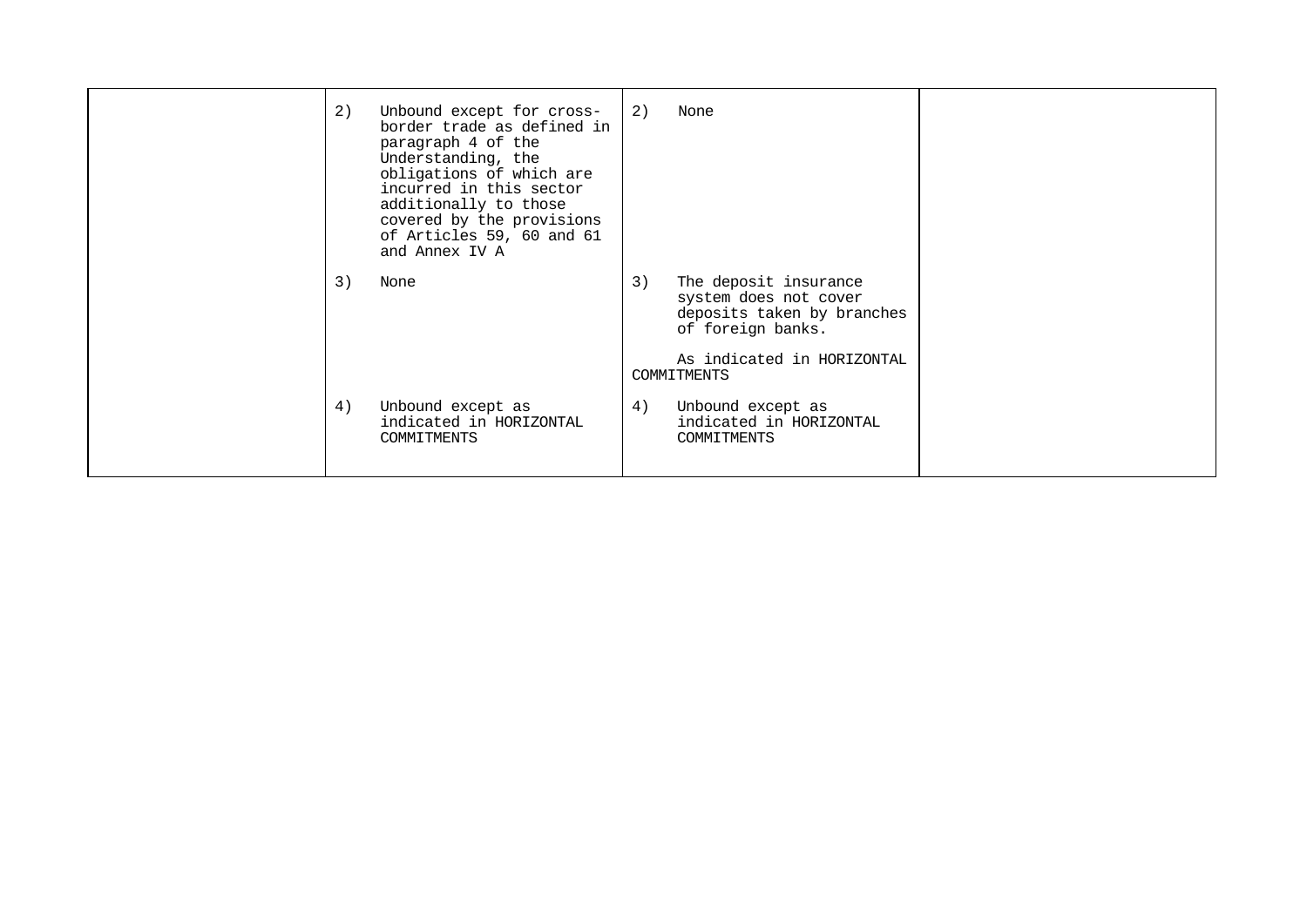| | | | |
|---|---|---|---|
| | 2) Unbound except for cross-border trade as defined in paragraph 4 of the Understanding, the obligations of which are incurred in this sector additionally to those covered by the provisions of Articles 59, 60 and 61 and Annex IV A<br><br>3) None<br><br>4) Unbound except as indicated in HORIZONTAL COMMITMENTS | 2) None<br><br>3) The deposit insurance system does not cover deposits taken by branches of foreign banks.<br><br>As indicated in HORIZONTAL COMMITMENTS<br><br>4) Unbound except as indicated in HORIZONTAL COMMITMENTS | |